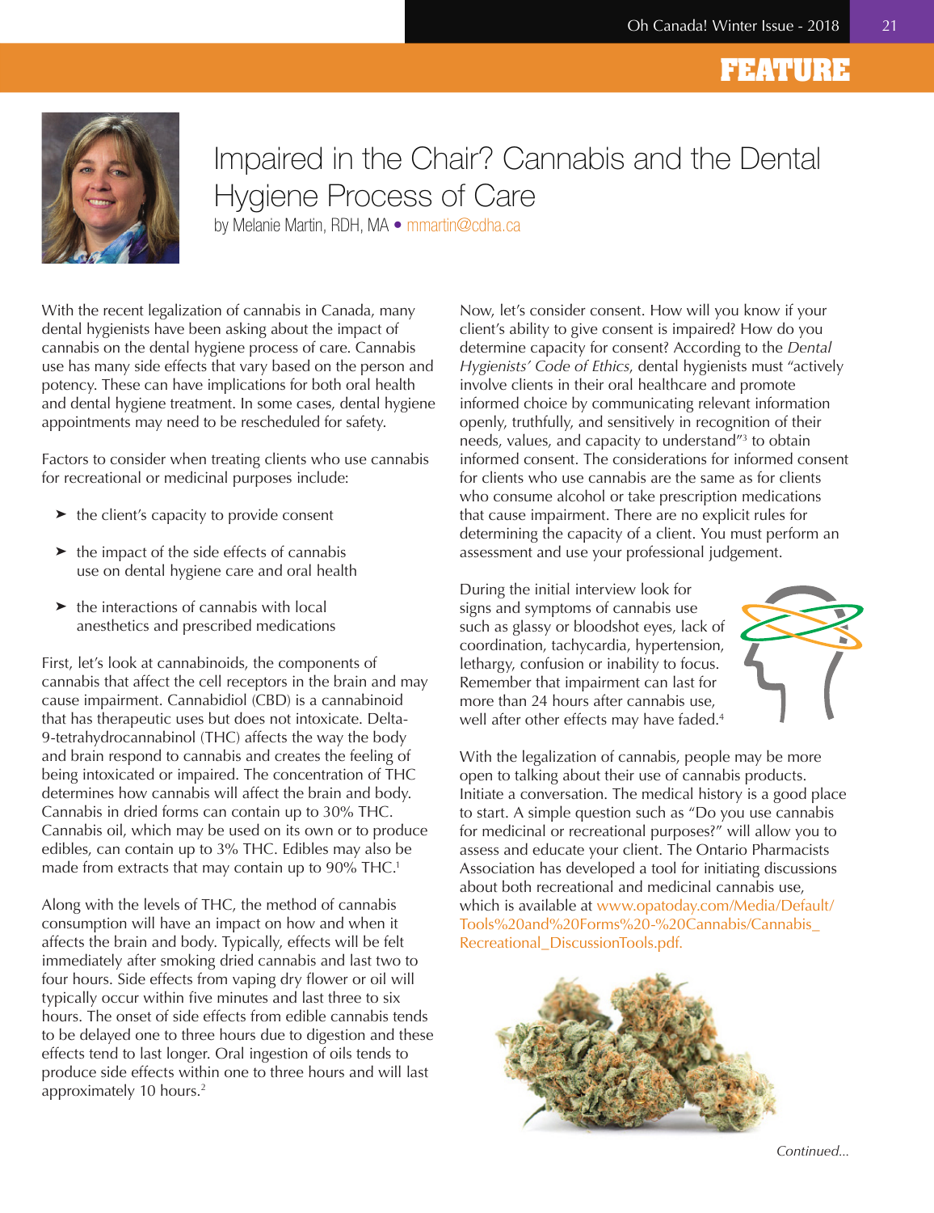# FEATURE

## Impaired in the Chair? Cannabis and the Dental Hygiene Process of Care

by Melanie Martin, RDH, MA • mmartin@cdha.ca

With the recent legalization of cannabis in Canada, many dental hygienists have been asking about the impact of cannabis on the dental hygiene process of care. Cannabis use has many side effects that vary based on the person and potency. These can have implications for both oral health and dental hygiene treatment. In some cases, dental hygiene appointments may need to be rescheduled for safety.

Factors to consider when treating clients who use cannabis for recreational or medicinal purposes include:

- the client's capacity to provide consent
- the impact of the side effects of cannabis use on dental hygiene care and oral health
- the interactions of cannabis with local anesthetics and prescribed medications

First, let's look at cannabinoids, the components of cannabis that affect the cell receptors in the brain and may cause impairment. Cannabidiol (CBD) is a cannabinoid that has therapeutic uses but does not intoxicate. Delta-9-tetrahydrocannabinol (THC) affects the way the body and brain respond to cannabis and creates the feeling of being intoxicated or impaired. The concentration of THC determines how cannabis will affect the brain and body. Cannabis in dried forms can contain up to 30% THC. Cannabis oil, which may be used on its own or to produce edibles, can contain up to 3% THC. Edibles may also be made from extracts that may contain up to 90% THC.[1]

Along with the levels of THC, the method of cannabis consumption will have an impact on how and when it affects the brain and body. Typically, effects will be felt immediately after smoking dried cannabis and last two to four hours. Side effects from vaping dry flower or oil will typically occur within five minutes and last three to six hours. The onset of side effects from edible cannabis tends to be delayed one to three hours due to digestion and these effects tend to last longer. Oral ingestion of oils tends to produce side effects within one to three hours and will last approximately 10 hours.[2]

Now, let's consider consent. How will you know if your client's ability to give consent is impaired? How do you determine capacity for consent? According to the *Dental Hygienists' Code of Ethics*, dental hygienists must "actively involve clients in their oral healthcare and promote informed choice by communicating relevant information openly, truthfully, and sensitively in recognition of their needs, values, and capacity to understand"[3] to obtain informed consent. The considerations for informed consent for clients who use cannabis are the same as for clients who consume alcohol or take prescription medications that cause impairment. There are no explicit rules for determining the capacity of a client. You must perform an assessment and use your professional judgement.

During the initial interview look for signs and symptoms of cannabis use such as glassy or bloodshot eyes, lack of coordination, tachycardia, hypertension, lethargy, confusion or inability to focus. Remember that impairment can last for more than 24 hours after cannabis use, well after other effects may have faded.[4]

With the legalization of cannabis, people may be more open to talking about their use of cannabis products. Initiate a conversation. The medical history is a good place to start. A simple question such as "Do you use cannabis for medicinal or recreational purposes?" will allow you to assess and educate your client. The Ontario Pharmacists Association has developed a tool for initiating discussions about both recreational and medicinal cannabis use, which is available at www.opatoday.com/Media/Default/Tools%20and%20Forms%20-%20Cannabis/Cannabis_Recreational_DiscussionTools.pdf.

*Continued...*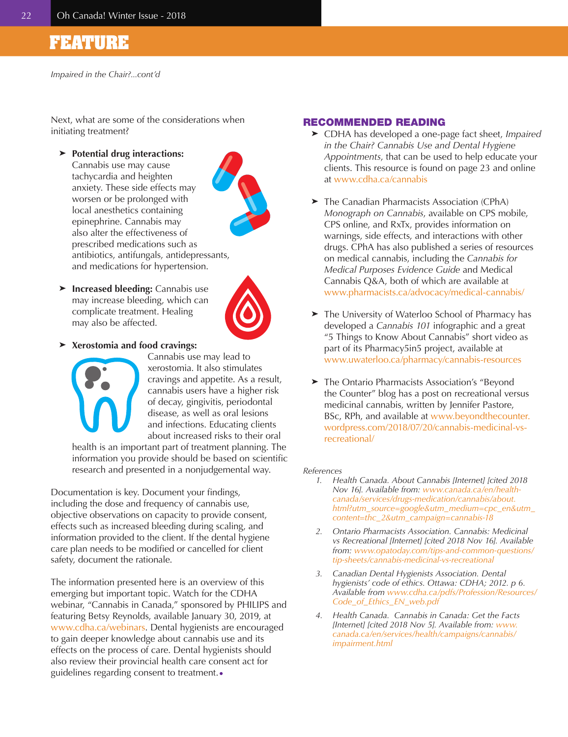*Impaired in the Chair?...cont'd*

Next, what are some of the considerations when initiating treatment?

- **Potential drug interactions:** Cannabis use may cause tachycardia and heighten anxiety. These side effects may worsen or be prolonged with local anesthetics containing epinephrine. Cannabis may also alter the effectiveness of prescribed medications such as antibiotics, antifungals, antidepressants, and medications for hypertension.
- **Increased bleeding:** Cannabis use may increase bleeding, which can complicate treatment. Healing may also be affected.
- **Xerostomia and food cravings:** Cannabis use may lead to xerostomia. It also stimulates cravings and appetite. As a result, cannabis users have a higher risk of decay, gingivitis, periodontal disease, as well as oral lesions and infections. Educating clients about increased risks to their oral health is an important part of treatment planning. The information you provide should be based on scientific research and presented in a nonjudgemental way.

Documentation is key. Document your findings, including the dose and frequency of cannabis use, objective observations on capacity to provide consent, effects such as increased bleeding during scaling, and information provided to the client. If the dental hygiene care plan needs to be modified or cancelled for client safety, document the rationale.

The information presented here is an overview of this emerging but important topic. Watch for the CDHA webinar, "Cannabis in Canada," sponsored by PHILIPS and featuring Betsy Reynolds, available January 30, 2019, at www.cdha.ca/webinars. Dental hygienists are encouraged to gain deeper knowledge about cannabis use and its effects on the process of care. Dental hygienists should also review their provincial health care consent act for guidelines regarding consent to treatment.

## RECOMMENDED READING

- CDHA has developed a one-page fact sheet, *Impaired in the Chair? Cannabis Use and Dental Hygiene Appointments*, that can be used to help educate your clients. This resource is found on page 23 and online at www.cdha.ca/cannabis
- The Canadian Pharmacists Association (CPhA) *Monograph on Cannabis*, available on CPS mobile, CPS online, and RxTx, provides information on warnings, side effects, and interactions with other drugs. CPhA has also published a series of resources on medical cannabis, including the *Cannabis for Medical Purposes Evidence Guide* and Medical Cannabis Q&A, both of which are available at www.pharmacists.ca/advocacy/medical-cannabis/
- The University of Waterloo School of Pharmacy has developed a *Cannabis 101* infographic and a great "5 Things to Know About Cannabis" short video as part of its Pharmacy5in5 project, available at www.uwaterloo.ca/pharmacy/cannabis-resources
- The Ontario Pharmacists Association's "Beyond the Counter" blog has a post on recreational versus medicinal cannabis, written by Jennifer Pastore, BSc, RPh, and available at www.beyondthecounter.wordpress.com/2018/07/20/cannabis-medicinal-vs-recreational/

*References*

1. *Health Canada. About Cannabis [Internet] [cited 2018 Nov 16]. Available from: www.canada.ca/en/health-canada/services/drugs-medication/cannabis/about.html?utm_source=google&utm_medium=cpc_en&utm_content=thc_2&utm_campaign=cannabis-18*
2. *Ontario Pharmacists Association. Cannabis: Medicinal vs Recreational [Internet] [cited 2018 Nov 16]. Available from: www.opatoday.com/tips-and-common-questions/tip-sheets/cannabis-medicinal-vs-recreational*
3. *Canadian Dental Hygienists Association. Dental hygienists' code of ethics. Ottawa: CDHA; 2012. p 6. Available from www.cdha.ca/pdfs/Profession/Resources/Code_of_Ethics_EN_web.pdf*
4. *Health Canada. Cannabis in Canada: Get the Facts [Internet] [cited 2018 Nov 5]. Available from: www.canada.ca/en/services/health/campaigns/cannabis/impairment.html*